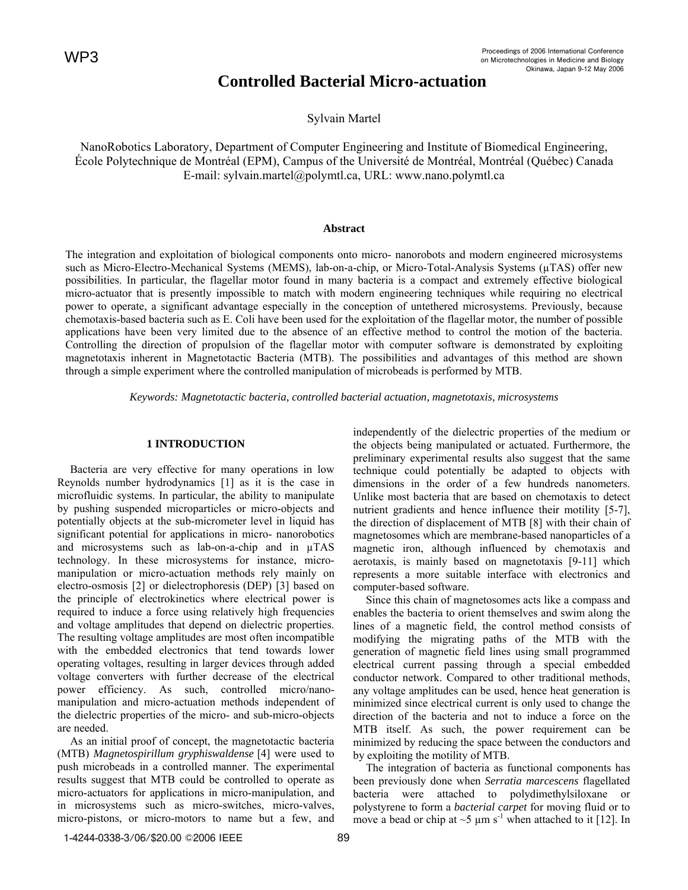# Controlled Bacterial Micro-actuation

Sylvain Martel

NanoRobotics Laboratory, Department of Computer Engineering and Institute of Biomedical Engineering, École Polytechnique de Montréal (EPM), Campus of the Université de Montréal, Montréal (Québec) Canada
E-mail: sylvain.martel@polymtl.ca, URL: www.nano.polymtl.ca

### Abstract

The integration and exploitation of biological components onto micro- nanorobots and modern engineered microsystems such as Micro-Electro-Mechanical Systems (MEMS), lab-on-a-chip, or Micro-Total-Analysis Systems (µTAS) offer new possibilities. In particular, the flagellar motor found in many bacteria is a compact and extremely effective biological micro-actuator that is presently impossible to match with modern engineering techniques while requiring no electrical power to operate, a significant advantage especially in the conception of untethered microsystems. Previously, because chemotaxis-based bacteria such as E. Coli have been used for the exploitation of the flagellar motor, the number of possible applications have been very limited due to the absence of an effective method to control the motion of the bacteria. Controlling the direction of propulsion of the flagellar motor with computer software is demonstrated by exploiting magnetotaxis inherent in Magnetotactic Bacteria (MTB). The possibilities and advantages of this method are shown through a simple experiment where the controlled manipulation of microbeads is performed by MTB.

*Keywords: Magnetotactic bacteria, controlled bacterial actuation, magnetotaxis, microsystems*

## 1 INTRODUCTION

Bacteria are very effective for many operations in low Reynolds number hydrodynamics [1] as it is the case in microfluidic systems. In particular, the ability to manipulate by pushing suspended microparticles or micro-objects and potentially objects at the sub-micrometer level in liquid has significant potential for applications in micro- nanorobotics and microsystems such as lab-on-a-chip and in µTAS technology. In these microsystems for instance, micro-manipulation or micro-actuation methods rely mainly on electro-osmosis [2] or dielectrophoresis (DEP) [3] based on the principle of electrokinetics where electrical power is required to induce a force using relatively high frequencies and voltage amplitudes that depend on dielectric properties. The resulting voltage amplitudes are most often incompatible with the embedded electronics that tend towards lower operating voltages, resulting in larger devices through added voltage converters with further decrease of the electrical power efficiency. As such, controlled micro/nano-manipulation and micro-actuation methods independent of the dielectric properties of the micro- and sub-micro-objects are needed.

As an initial proof of concept, the magnetotactic bacteria (MTB) *Magnetospirillum gryphiswaldense* [4] were used to push microbeads in a controlled manner. The experimental results suggest that MTB could be controlled to operate as micro-actuators for applications in micro-manipulation, and in microsystems such as micro-switches, micro-valves, micro-pistons, or micro-motors to name but a few, and independently of the dielectric properties of the medium or the objects being manipulated or actuated. Furthermore, the preliminary experimental results also suggest that the same technique could potentially be adapted to objects with dimensions in the order of a few hundreds nanometers. Unlike most bacteria that are based on chemotaxis to detect nutrient gradients and hence influence their motility [5-7], the direction of displacement of MTB [8] with their chain of magnetosomes which are membrane-based nanoparticles of a magnetic iron, although influenced by chemotaxis and aerotaxis, is mainly based on magnetotaxis [9-11] which represents a more suitable interface with electronics and computer-based software.

Since this chain of magnetosomes acts like a compass and enables the bacteria to orient themselves and swim along the lines of a magnetic field, the control method consists of modifying the migrating paths of the MTB with the generation of magnetic field lines using small programmed electrical current passing through a special embedded conductor network. Compared to other traditional methods, any voltage amplitudes can be used, hence heat generation is minimized since electrical current is only used to change the direction of the bacteria and not to induce a force on the MTB itself. As such, the power requirement can be minimized by reducing the space between the conductors and by exploiting the motility of MTB.

The integration of bacteria as functional components has been previously done when *Serratia marcescens* flagellated bacteria were attached to polydimethylsiloxane or polystyrene to form a *bacterial carpet* for moving fluid or to move a bead or chip at ~5 µm s$^{-1}$ when attached to it [12]. In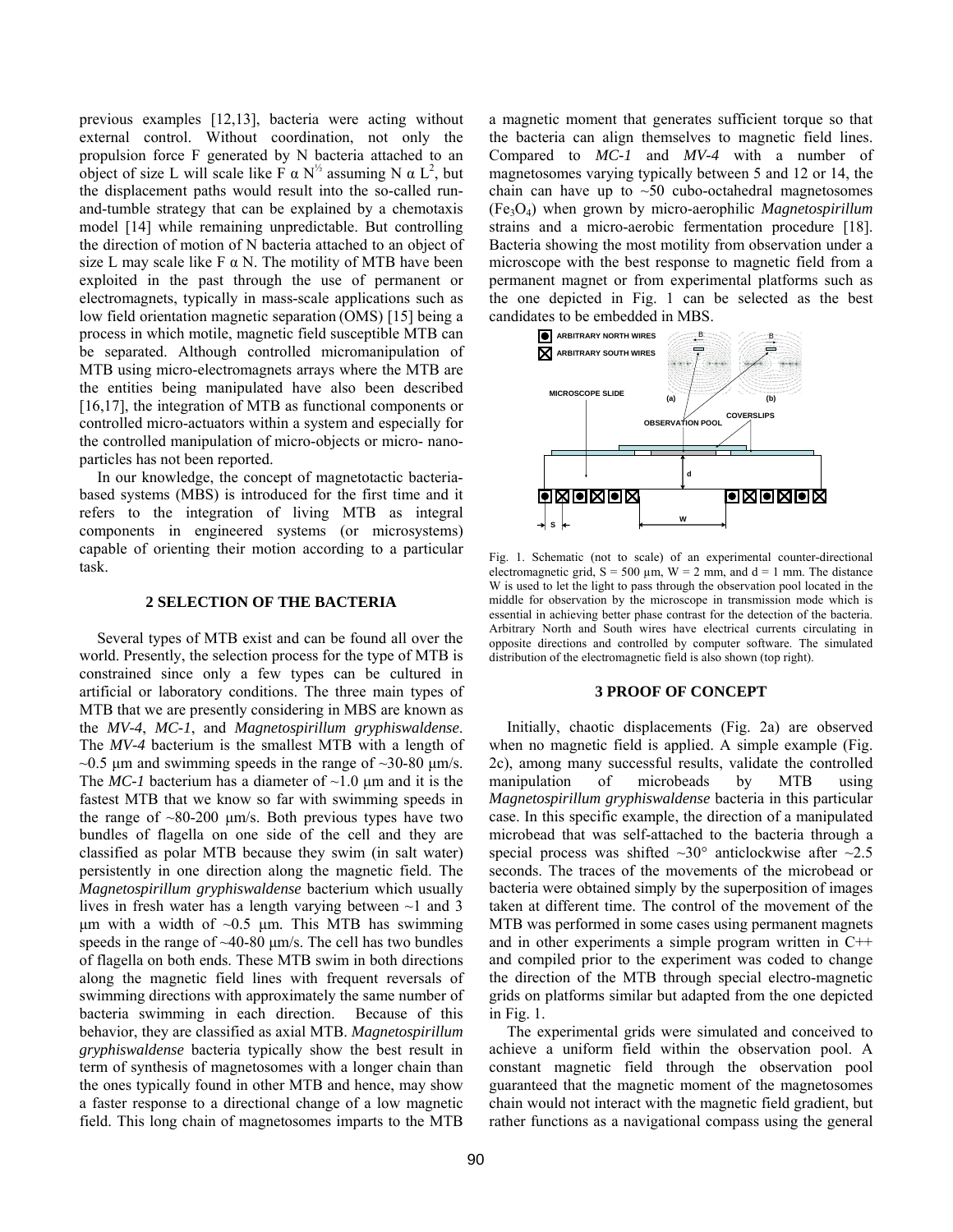previous examples [12,13], bacteria were acting without external control. Without coordination, not only the propulsion force F generated by N bacteria attached to an object of size L will scale like $F \propto N^{1/2}$ assuming $N \propto L^2$, but the displacement paths would result into the so-called run-and-tumble strategy that can be explained by a chemotaxis model [14] while remaining unpredictable. But controlling the direction of motion of N bacteria attached to an object of size L may scale like $F \propto N$. The motility of MTB have been exploited in the past through the use of permanent or electromagnets, typically in mass-scale applications such as low field orientation magnetic separation (OMS) [15] being a process in which motile, magnetic field susceptible MTB can be separated. Although controlled micromanipulation of MTB using micro-electromagnets arrays where the MTB are the entities being manipulated have also been described [16,17], the integration of MTB as functional components or controlled micro-actuators within a system and especially for the controlled manipulation of micro-objects or micro- nano-particles has not been reported.

In our knowledge, the concept of magnetotactic bacteria-based systems (MBS) is introduced for the first time and it refers to the integration of living MTB as integral components in engineered systems (or microsystems) capable of orienting their motion according to a particular task.

## 2 SELECTION OF THE BACTERIA

Several types of MTB exist and can be found all over the world. Presently, the selection process for the type of MTB is constrained since only a few types can be cultured in artificial or laboratory conditions. The three main types of MTB that we are presently considering in MBS are known as the *MV-4*, *MC-1*, and *Magnetospirillum gryphiswaldense*. The *MV-4* bacterium is the smallest MTB with a length of ~0.5 µm and swimming speeds in the range of ~30-80 µm/s. The *MC-1* bacterium has a diameter of ~1.0 µm and it is the fastest MTB that we know so far with swimming speeds in the range of ~80-200 µm/s. Both previous types have two bundles of flagella on one side of the cell and they are classified as polar MTB because they swim (in salt water) persistently in one direction along the magnetic field. The *Magnetospirillum gryphiswaldense* bacterium which usually lives in fresh water has a length varying between ~1 and 3 µm with a width of ~0.5 µm. This MTB has swimming speeds in the range of ~40-80 µm/s. The cell has two bundles of flagella on both ends. These MTB swim in both directions along the magnetic field lines with frequent reversals of swimming directions with approximately the same number of bacteria swimming in each direction. Because of this behavior, they are classified as axial MTB. *Magnetospirillum gryphiswaldense* bacteria typically show the best result in term of synthesis of magnetosomes with a longer chain than the ones typically found in other MTB and hence, may show a faster response to a directional change of a low magnetic field. This long chain of magnetosomes imparts to the MTB a magnetic moment that generates sufficient torque so that the bacteria can align themselves to magnetic field lines. Compared to *MC-1* and *MV-4* with a number of magnetosomes varying typically between 5 and 12 or 14, the chain can have up to ~50 cubo-octahedral magnetosomes ($Fe_3O_4$) when grown by micro-aerophilic *Magnetospirillum* strains and a micro-aerobic fermentation procedure [18]. Bacteria showing the most motility from observation under a microscope with the best response to magnetic field from a permanent magnet or from experimental platforms such as the one depicted in Fig. 1 can be selected as the best candidates to be embedded in MBS.

Fig. 1. Schematic (not to scale) of an experimental counter-directional electromagnetic grid, S = 500 µm, W = 2 mm, and d = 1 mm. The distance W is used to let the light to pass through the observation pool located in the middle for observation by the microscope in transmission mode which is essential in achieving better phase contrast for the detection of the bacteria. Arbitrary North and South wires have electrical currents circulating in opposite directions and controlled by computer software. The simulated distribution of the electromagnetic field is also shown (top right).

## 3 PROOF OF CONCEPT

Initially, chaotic displacements (Fig. 2a) are observed when no magnetic field is applied. A simple example (Fig. 2c), among many successful results, validate the controlled manipulation of microbeads by MTB using *Magnetospirillum gryphiswaldense* bacteria in this particular case. In this specific example, the direction of a manipulated microbead that was self-attached to the bacteria through a special process was shifted ~30° anticlockwise after ~2.5 seconds. The traces of the movements of the microbead or bacteria were obtained simply by the superposition of images taken at different time. The control of the movement of the MTB was performed in some cases using permanent magnets and in other experiments a simple program written in C++ and compiled prior to the experiment was coded to change the direction of the MTB through special electro-magnetic grids on platforms similar but adapted from the one depicted in Fig. 1.

The experimental grids were simulated and conceived to achieve a uniform field within the observation pool. A constant magnetic field through the observation pool guaranteed that the magnetic moment of the magnetosomes chain would not interact with the magnetic field gradient, but rather functions as a navigational compass using the general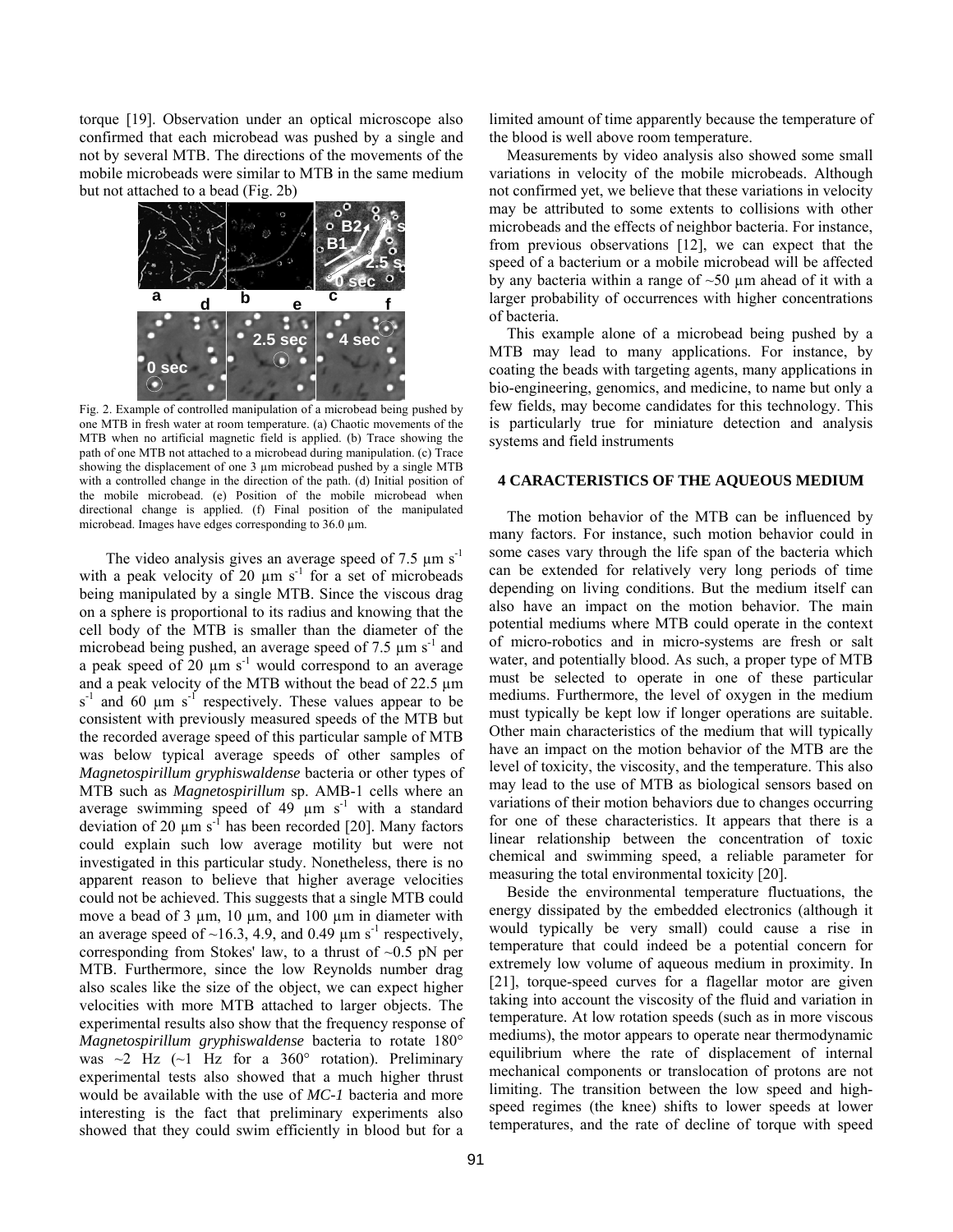torque [19]. Observation under an optical microscope also confirmed that each microbead was pushed by a single and not by several MTB. The directions of the movements of the mobile microbeads were similar to MTB in the same medium but not attached to a bead (Fig. 2b)

Fig. 2. Example of controlled manipulation of a microbead being pushed by one MTB in fresh water at room temperature. (a) Chaotic movements of the MTB when no artificial magnetic field is applied. (b) Trace showing the path of one MTB not attached to a microbead during manipulation. (c) Trace showing the displacement of one 3 µm microbead pushed by a single MTB with a controlled change in the direction of the path. (d) Initial position of the mobile microbead. (e) Position of the mobile microbead when directional change is applied. (f) Final position of the manipulated microbead. Images have edges corresponding to 36.0 µm.

The video analysis gives an average speed of 7.5 µm $s^{-1}$ with a peak velocity of 20 µm $s^{-1}$ for a set of microbeads being manipulated by a single MTB. Since the viscous drag on a sphere is proportional to its radius and knowing that the cell body of the MTB is smaller than the diameter of the microbead being pushed, an average speed of 7.5 µm $s^{-1}$ and a peak speed of 20 µm $s^{-1}$ would correspond to an average and a peak velocity of the MTB without the bead of 22.5 µm $s^{-1}$ and 60 µm $s^{-1}$ respectively. These values appear to be consistent with previously measured speeds of the MTB but the recorded average speed of this particular sample of MTB was below typical average speeds of other samples of *Magnetospirillum gryphiswaldense* bacteria or other types of MTB such as *Magnetospirillum* sp. AMB-1 cells where an average swimming speed of 49 µm $s^{-1}$ with a standard deviation of 20 µm $s^{-1}$ has been recorded [20]. Many factors could explain such low average motility but were not investigated in this particular study. Nonetheless, there is no apparent reason to believe that higher average velocities could not be achieved. This suggests that a single MTB could move a bead of 3 µm, 10 µm, and 100 µm in diameter with an average speed of ~16.3, 4.9, and 0.49 µm $s^{-1}$ respectively, corresponding from Stokes' law, to a thrust of ~0.5 pN per MTB. Furthermore, since the low Reynolds number drag also scales like the size of the object, we can expect higher velocities with more MTB attached to larger objects. The experimental results also show that the frequency response of *Magnetospirillum gryphiswaldense* bacteria to rotate 180° was ~2 Hz (~1 Hz for a 360° rotation). Preliminary experimental tests also showed that a much higher thrust would be available with the use of *MC-1* bacteria and more interesting is the fact that preliminary experiments also showed that they could swim efficiently in blood but for a limited amount of time apparently because the temperature of the blood is well above room temperature.

Measurements by video analysis also showed some small variations in velocity of the mobile microbeads. Although not confirmed yet, we believe that these variations in velocity may be attributed to some extents to collisions with other microbeads and the effects of neighbor bacteria. For instance, from previous observations [12], we can expect that the speed of a bacterium or a mobile microbead will be affected by any bacteria within a range of ~50 µm ahead of it with a larger probability of occurrences with higher concentrations of bacteria.

This example alone of a microbead being pushed by a MTB may lead to many applications. For instance, by coating the beads with targeting agents, many applications in bio-engineering, genomics, and medicine, to name but only a few fields, may become candidates for this technology. This is particularly true for miniature detection and analysis systems and field instruments

## 4 CARACTERISTICS OF THE AQUEOUS MEDIUM

The motion behavior of the MTB can be influenced by many factors. For instance, such motion behavior could in some cases vary through the life span of the bacteria which can be extended for relatively very long periods of time depending on living conditions. But the medium itself can also have an impact on the motion behavior. The main potential mediums where MTB could operate in the context of micro-robotics and in micro-systems are fresh or salt water, and potentially blood. As such, a proper type of MTB must be selected to operate in one of these particular mediums. Furthermore, the level of oxygen in the medium must typically be kept low if longer operations are suitable. Other main characteristics of the medium that will typically have an impact on the motion behavior of the MTB are the level of toxicity, the viscosity, and the temperature. This also may lead to the use of MTB as biological sensors based on variations of their motion behaviors due to changes occurring for one of these characteristics. It appears that there is a linear relationship between the concentration of toxic chemical and swimming speed, a reliable parameter for measuring the total environmental toxicity [20].

Beside the environmental temperature fluctuations, the energy dissipated by the embedded electronics (although it would typically be very small) could cause a rise in temperature that could indeed be a potential concern for extremely low volume of aqueous medium in proximity. In [21], torque-speed curves for a flagellar motor are given taking into account the viscosity of the fluid and variation in temperature. At low rotation speeds (such as in more viscous mediums), the motor appears to operate near thermodynamic equilibrium where the rate of displacement of internal mechanical components or translocation of protons are not limiting. The transition between the low speed and high-speed regimes (the knee) shifts to lower speeds at lower temperatures, and the rate of decline of torque with speed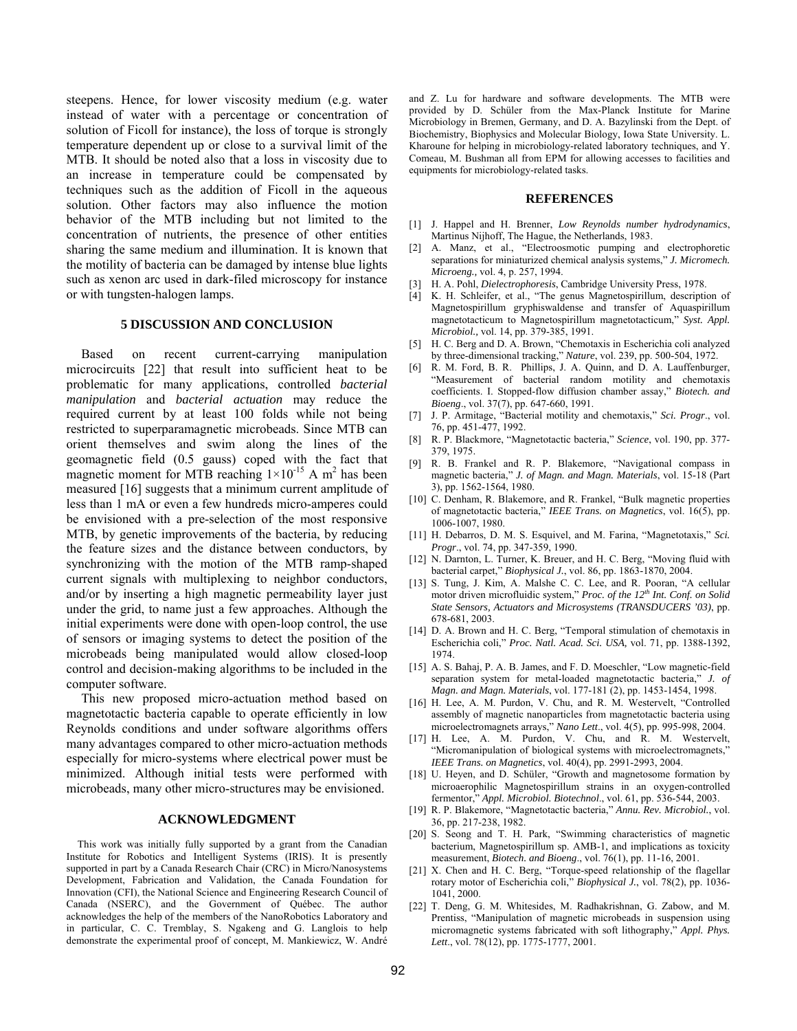steepens. Hence, for lower viscosity medium (e.g. water instead of water with a percentage or concentration of solution of Ficoll for instance), the loss of torque is strongly temperature dependent up or close to a survival limit of the MTB. It should be noted also that a loss in viscosity due to an increase in temperature could be compensated by techniques such as the addition of Ficoll in the aqueous solution. Other factors may also influence the motion behavior of the MTB including but not limited to the concentration of nutrients, the presence of other entities sharing the same medium and illumination. It is known that the motility of bacteria can be damaged by intense blue lights such as xenon arc used in dark-filed microscopy for instance or with tungsten-halogen lamps.

## 5 DISCUSSION AND CONCLUSION

Based on recent current-carrying manipulation microcircuits [22] that result into sufficient heat to be problematic for many applications, controlled *bacterial manipulation* and *bacterial actuation* may reduce the required current by at least 100 folds while not being restricted to superparamagnetic microbeads. Since MTB can orient themselves and swim along the lines of the geomagnetic field (0.5 gauss) coped with the fact that magnetic moment for MTB reaching $1\times10^{-15}$ A m$^2$ has been measured [16] suggests that a minimum current amplitude of less than 1 mA or even a few hundreds micro-amperes could be envisioned with a pre-selection of the most responsive MTB, by genetic improvements of the bacteria, by reducing the feature sizes and the distance between conductors, by synchronizing with the motion of the MTB ramp-shaped current signals with multiplexing to neighbor conductors, and/or by inserting a high magnetic permeability layer just under the grid, to name just a few approaches. Although the initial experiments were done with open-loop control, the use of sensors or imaging systems to detect the position of the microbeads being manipulated would allow closed-loop control and decision-making algorithms to be included in the computer software.

This new proposed micro-actuation method based on magnetotactic bacteria capable to operate efficiently in low Reynolds conditions and under software algorithms offers many advantages compared to other micro-actuation methods especially for micro-systems where electrical power must be minimized. Although initial tests were performed with microbeads, many other micro-structures may be envisioned.

## ACKNOWLEDGMENT

This work was initially fully supported by a grant from the Canadian Institute for Robotics and Intelligent Systems (IRIS). It is presently supported in part by a Canada Research Chair (CRC) in Micro/Nanosystems Development, Fabrication and Validation, the Canada Foundation for Innovation (CFI), the National Science and Engineering Research Council of Canada (NSERC), and the Government of Québec. The author acknowledges the help of the members of the NanoRobotics Laboratory and in particular, C. C. Tremblay, S. Ngakeng and G. Langlois to help demonstrate the experimental proof of concept, M. Mankiewicz, W. André and Z. Lu for hardware and software developments. The MTB were provided by D. Schüler from the Max-Planck Institute for Marine Microbiology in Bremen, Germany, and D. A. Bazylinski from the Dept. of Biochemistry, Biophysics and Molecular Biology, Iowa State University. L. Kharoune for helping in microbiology-related laboratory techniques, and Y. Comeau, M. Bushman all from EPM for allowing accesses to facilities and equipments for microbiology-related tasks.

## REFERENCES

[1] J. Happel and H. Brenner, *Low Reynolds number hydrodynamics*, Martinus Nijhoff, The Hague, the Netherlands, 1983.

[2] A. Manz, et al., "Electroosmotic pumping and electrophoretic separations for miniaturized chemical analysis systems," *J. Micromech. Microeng.,* vol. 4, p. 257, 1994.

[3] H. A. Pohl, *Dielectrophoresis*, Cambridge University Press, 1978.

[4] K. H. Schleifer, et al., "The genus Magnetospirillum, description of Magnetospirillum gryphiswaldense and transfer of Aquaspirillum magnetotacticum to Magnetospirillum magnetotacticum," *Syst. Appl. Microbiol.,* vol. 14, pp. 379-385, 1991.

[5] H. C. Berg and D. A. Brown, "Chemotaxis in Escherichia coli analyzed by three-dimensional tracking," *Nature*, vol. 239, pp. 500-504, 1972.

[6] R. M. Ford, B. R. Phillips, J. A. Quinn, and D. A. Lauffenburger, "Measurement of bacterial random motility and chemotaxis coefficients. I. Stopped-flow diffusion chamber assay," *Biotech. and Bioeng*., vol. 37(7), pp. 647-660, 1991.

[7] J. P. Armitage, "Bacterial motility and chemotaxis," *Sci. Progr*., vol. 76, pp. 451-477, 1992.

[8] R. P. Blackmore, "Magnetotactic bacteria," *Science*, vol. 190, pp. 377-379, 1975.

[9] R. B. Frankel and R. P. Blakemore, "Navigational compass in magnetic bacteria," *J. of Magn. and Magn. Materials*, vol. 15-18 (Part 3), pp. 1562-1564, 1980.

[10] C. Denham, R. Blakemore, and R. Frankel, "Bulk magnetic properties of magnetotactic bacteria," *IEEE Trans. on Magnetics*, vol. 16(5), pp. 1006-1007, 1980.

[11] H. Debarros, D. M. S. Esquivel, and M. Farina, "Magnetotaxis," *Sci. Progr*., vol. 74, pp. 347-359, 1990.

[12] N. Darnton, L. Turner, K. Breuer, and H. C. Berg, "Moving fluid with bacterial carpet," *Biophysical J.*, vol. 86, pp. 1863-1870, 2004.

[13] S. Tung, J. Kim, A. Malshe C. C. Lee, and R. Pooran, "A cellular motor driven microfluidic system," *Proc. of the 12th Int. Conf. on Solid State Sensors, Actuators and Microsystems (TRANSDUCERS '03)*, pp. 678-681, 2003.

[14] D. A. Brown and H. C. Berg, "Temporal stimulation of chemotaxis in Escherichia coli," *Proc. Natl. Acad. Sci. USA,* vol. 71, pp. 1388-1392, 1974.

[15] A. S. Bahaj, P. A. B. James, and F. D. Moeschler, "Low magnetic-field separation system for metal-loaded magnetotactic bacteria," *J. of Magn. and Magn. Materials*, vol. 177-181 (2), pp. 1453-1454, 1998.

[16] H. Lee, A. M. Purdon, V. Chu, and R. M. Westervelt, "Controlled assembly of magnetic nanoparticles from magnetotactic bacteria using microelectromagnets arrays," *Nano Lett*., vol. 4(5), pp. 995-998, 2004.

[17] H. Lee, A. M. Purdon, V. Chu, and R. M. Westervelt, "Micromanipulation of biological systems with microelectromagnets," *IEEE Trans. on Magnetics*, vol. 40(4), pp. 2991-2993, 2004.

[18] U. Heyen, and D. Schüler, "Growth and magnetosome formation by microaerophilic Magnetospirillum strains in an oxygen-controlled fermentor," *Appl. Microbiol. Biotechnol*., vol. 61, pp. 536-544, 2003.

[19] R. P. Blakemore, "Magnetotactic bacteria," *Annu. Rev. Microbiol.*, vol. 36, pp. 217-238, 1982.

[20] S. Seong and T. H. Park, "Swimming characteristics of magnetic bacterium, Magnetospirillum sp. AMB-1, and implications as toxicity measurement, *Biotech. and Bioeng*., vol. 76(1), pp. 11-16, 2001.

[21] X. Chen and H. C. Berg, "Torque-speed relationship of the flagellar rotary motor of Escherichia coli," *Biophysical J.*, vol. 78(2), pp. 1036-1041, 2000.

[22] T. Deng, G. M. Whitesides, M. Radhakrishnan, G. Zabow, and M. Prentiss, "Manipulation of magnetic microbeads in suspension using micromagnetic systems fabricated with soft lithography," *Appl. Phys. Lett*., vol. 78(12), pp. 1775-1777, 2001.